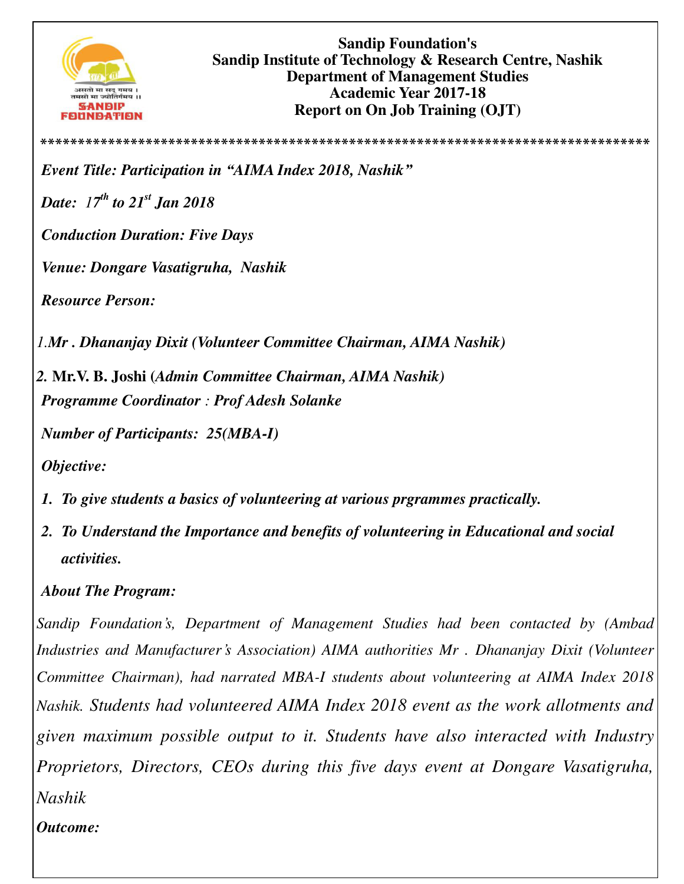**Sandip Foundation's**
**Sandip Institute of Technology & Research Centre, Nashik**
**Department of Management Studies**
**Academic Year 2017-18**
**Report on On Job Training (OJT)**

*******************************************************************************

***Event Title: Participation in "AIMA Index 2018, Nashik"***

***Date: 17th to 21st Jan 2018***

***Conduction Duration: Five Days***

***Venue: Dongare Vasatigruha, Nashik***

***Resource Person:***

1. ***Mr . Dhananjay Dixit (Volunteer Committee Chairman, AIMA Nashik)***
2. **Mr.V. B. Joshi** ***(Admin Committee Chairman, AIMA Nashik)***

***Programme Coordinator : Prof Adesh Solanke***

***Number of Participants: 25(MBA-I)***

***Objective:***

1. ***To give students a basics of volunteering at various prgrammes practically.***
2. ***To Understand the Importance and benefits of volunteering in Educational and social activities.***

***About The Program:***

*Sandip Foundation's, Department of Management Studies had been contacted by (Ambad Industries and Manufacturer's Association) AIMA authorities Mr . Dhananjay Dixit (Volunteer Committee Chairman), had narrated MBA-I students about volunteering at AIMA Index 2018 Nashik. Students had volunteered AIMA Index 2018 event as the work allotments and given maximum possible output to it. Students have also interacted with Industry Proprietors, Directors, CEOs during this five days event at Dongare Vasatigruha, Nashik*

***Outcome:***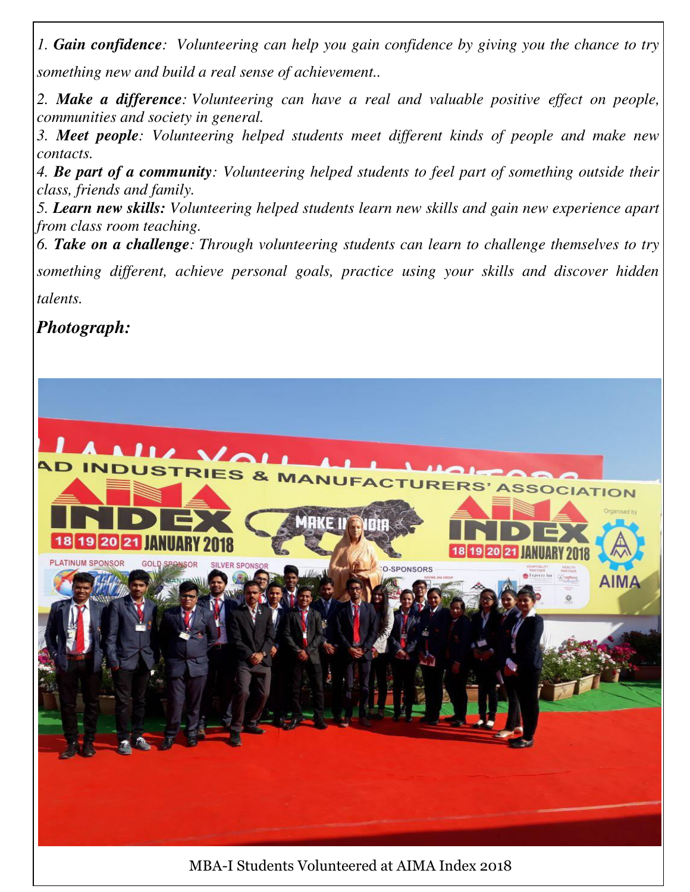1. ***Gain confidence***: *Volunteering can help you gain confidence by giving you the chance to try something new and build a real sense of achievement..*

2. ***Make a difference***: *Volunteering can have a real and valuable positive effect on people, communities and society in general.*

3. ***Meet people***: *Volunteering helped students meet different kinds of people and make new contacts.*

4. ***Be part of a community***: *Volunteering helped students to feel part of something outside their class, friends and family.*

5. ***Learn new skills:*** *Volunteering helped students learn new skills and gain new experience apart from class room teaching.*

6. ***Take on a challenge***: *Through volunteering students can learn to challenge themselves to try something different, achieve personal goals, practice using your skills and discover hidden talents.*

***Photograph:***

MBA-I Students Volunteered at AIMA Index 2018